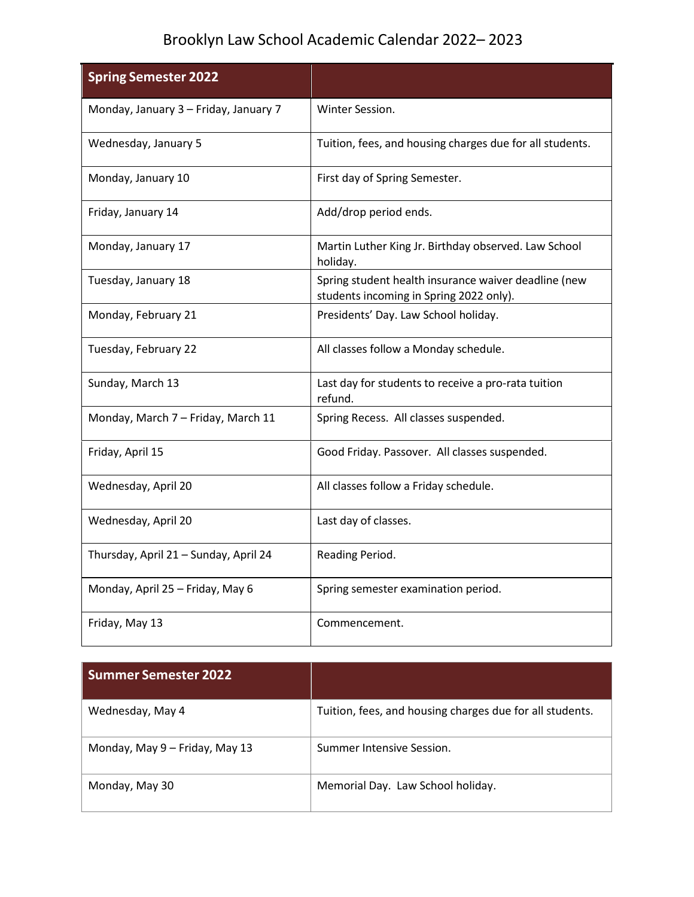# Brooklyn Law School Academic Calendar 2022– 2023

| Spring Semester 2022 | |
|---|---|
| Monday, January 3 – Friday, January 7 | Winter Session. |
| Wednesday, January 5 | Tuition, fees, and housing charges due for all students. |
| Monday, January 10 | First day of Spring Semester. |
| Friday, January 14 | Add/drop period ends. |
| Monday, January 17 | Martin Luther King Jr. Birthday observed. Law School holiday. |
| Tuesday, January 18 | Spring student health insurance waiver deadline (new students incoming in Spring 2022 only). |
| Monday, February 21 | Presidents' Day. Law School holiday. |
| Tuesday, February 22 | All classes follow a Monday schedule. |
| Sunday, March 13 | Last day for students to receive a pro-rata tuition refund. |
| Monday, March 7 – Friday, March 11 | Spring Recess. All classes suspended. |
| Friday, April 15 | Good Friday. Passover. All classes suspended. |
| Wednesday, April 20 | All classes follow a Friday schedule. |
| Wednesday, April 20 | Last day of classes. |
| Thursday, April 21 – Sunday, April 24 | Reading Period. |
| Monday, April 25 – Friday, May 6 | Spring semester examination period. |
| Friday, May 13 | Commencement. |

| Summer Semester 2022 | |
|---|---|
| Wednesday, May 4 | Tuition, fees, and housing charges due for all students. |
| Monday, May 9 – Friday, May 13 | Summer Intensive Session. |
| Monday, May 30 | Memorial Day. Law School holiday. |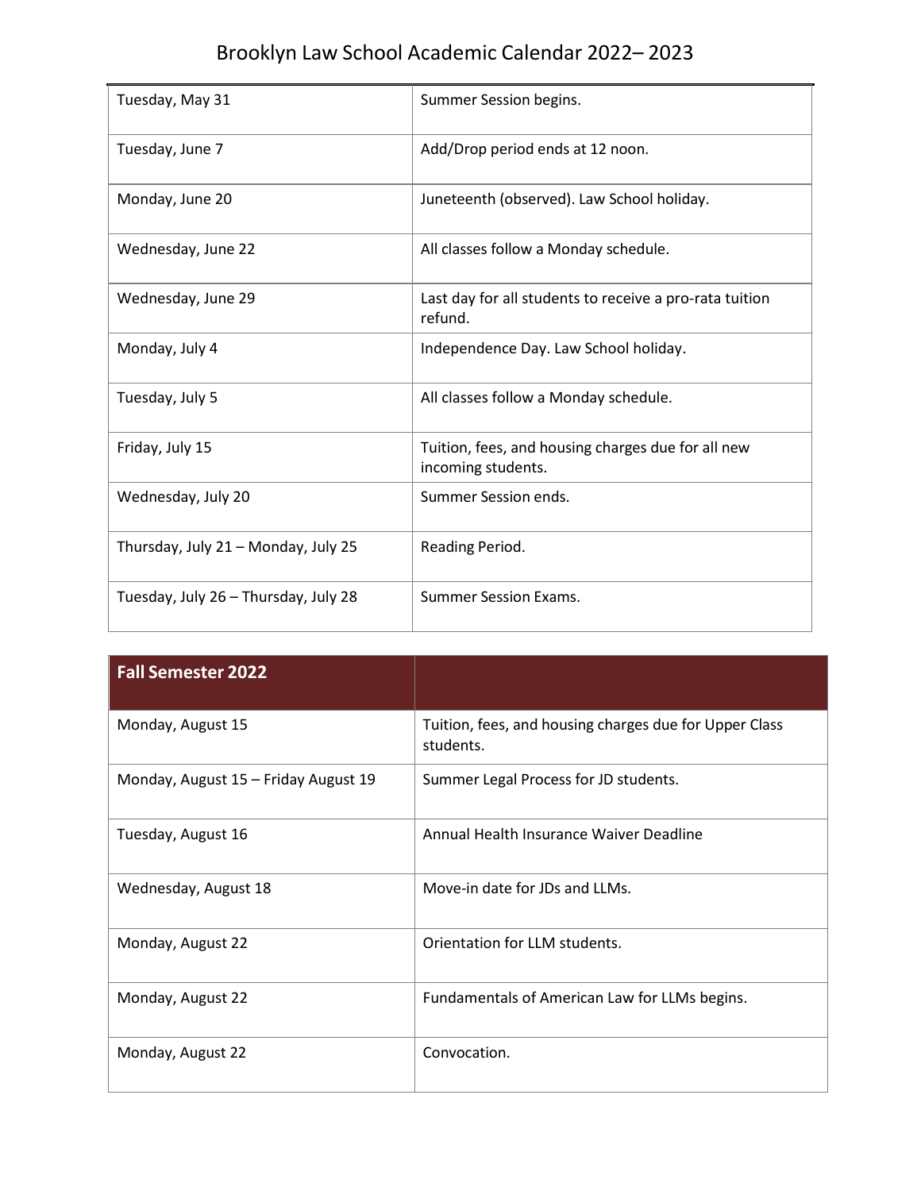# Brooklyn Law School Academic Calendar 2022– 2023

| | |
|---|---|
| Tuesday, May 31 | Summer Session begins. |
| Tuesday, June 7 | Add/Drop period ends at 12 noon. |
| Monday, June 20 | Juneteenth (observed). Law School holiday. |
| Wednesday, June 22 | All classes follow a Monday schedule. |
| Wednesday, June 29 | Last day for all students to receive a pro-rata tuition refund. |
| Monday, July 4 | Independence Day. Law School holiday. |
| Tuesday, July 5 | All classes follow a Monday schedule. |
| Friday, July 15 | Tuition, fees, and housing charges due for all new incoming students. |
| Wednesday, July 20 | Summer Session ends. |
| Thursday, July 21 – Monday, July 25 | Reading Period. |
| Tuesday, July 26 – Thursday, July 28 | Summer Session Exams. |

| **Fall Semester 2022** | |
|---|---|
| Monday, August 15 | Tuition, fees, and housing charges due for Upper Class students. |
| Monday, August 15 – Friday August 19 | Summer Legal Process for JD students. |
| Tuesday, August 16 | Annual Health Insurance Waiver Deadline |
| Wednesday, August 18 | Move-in date for JDs and LLMs. |
| Monday, August 22 | Orientation for LLM students. |
| Monday, August 22 | Fundamentals of American Law for LLMs begins. |
| Monday, August 22 | Convocation. |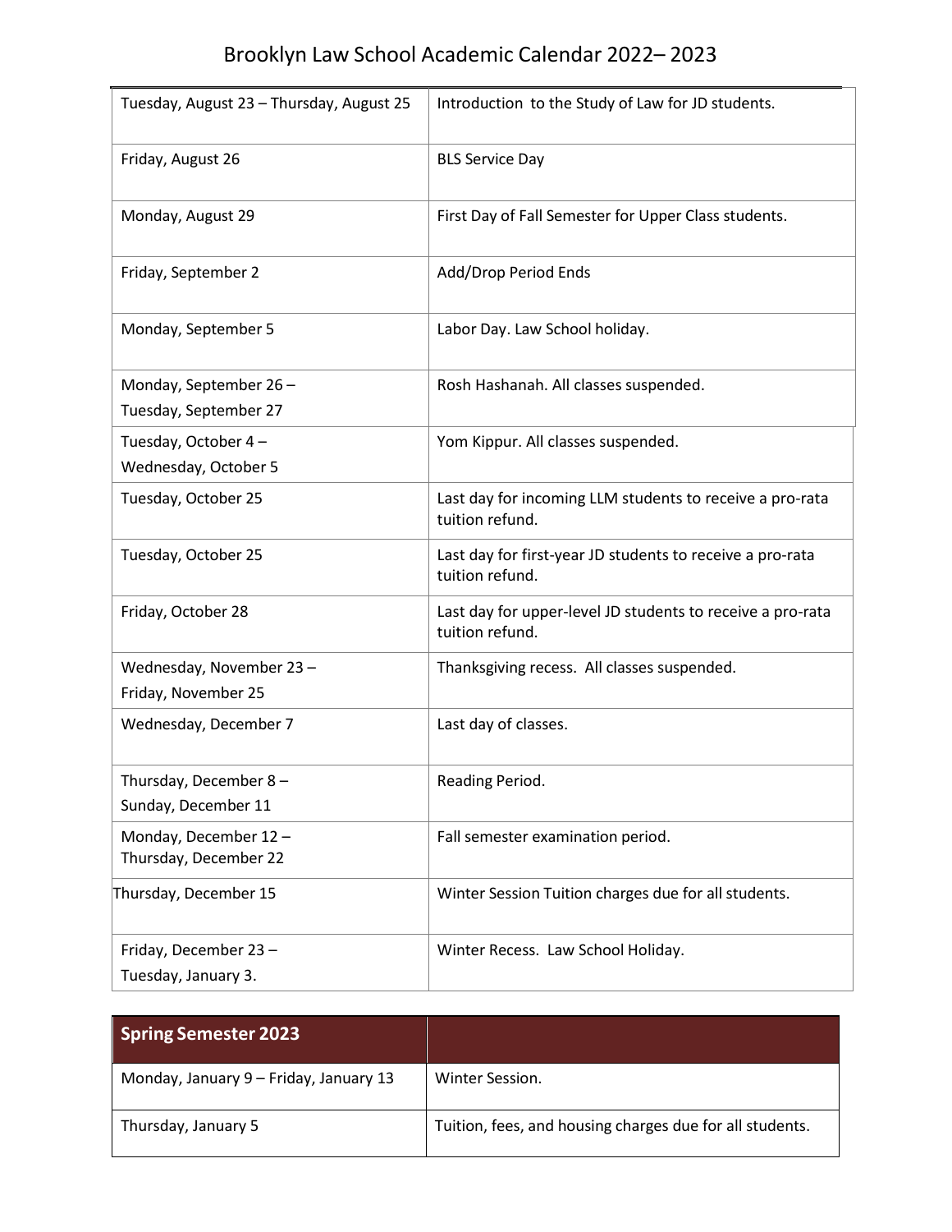# Brooklyn Law School Academic Calendar 2022– 2023

| | |
|---|---|
| Tuesday, August 23 – Thursday, August 25 | Introduction to the Study of Law for JD students. |
| Friday, August 26 | BLS Service Day |
| Monday, August 29 | First Day of Fall Semester for Upper Class students. |
| Friday, September 2 | Add/Drop Period Ends |
| Monday, September 5 | Labor Day. Law School holiday. |
| Monday, September 26 – Tuesday, September 27 | Rosh Hashanah. All classes suspended. |
| Tuesday, October 4 – Wednesday, October 5 | Yom Kippur. All classes suspended. |
| Tuesday, October 25 | Last day for incoming LLM students to receive a pro-rata tuition refund. |
| Tuesday, October 25 | Last day for first-year JD students to receive a pro-rata tuition refund. |
| Friday, October 28 | Last day for upper-level JD students to receive a pro-rata tuition refund. |
| Wednesday, November 23 – Friday, November 25 | Thanksgiving recess. All classes suspended. |
| Wednesday, December 7 | Last day of classes. |
| Thursday, December 8 – Sunday, December 11 | Reading Period. |
| Monday, December 12 – Thursday, December 22 | Fall semester examination period. |
| Thursday, December 15 | Winter Session Tuition charges due for all students. |
| Friday, December 23 – Tuesday, January 3. | Winter Recess. Law School Holiday. |

| **Spring Semester 2023** | |
|---|---|
| Monday, January 9 – Friday, January 13 | Winter Session. |
| Thursday, January 5 | Tuition, fees, and housing charges due for all students. |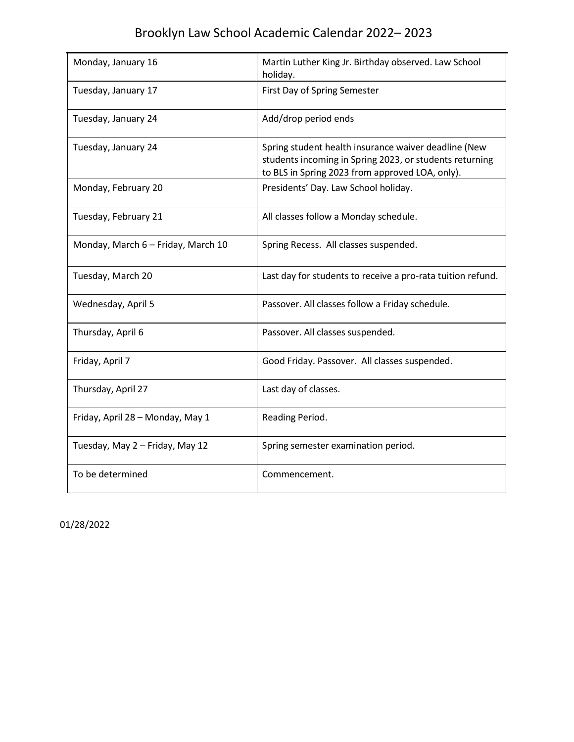# Brooklyn Law School Academic Calendar 2022– 2023

| | |
|---|---|
| Monday, January 16 | Martin Luther King Jr. Birthday observed. Law School holiday. |
| Tuesday, January 17 | First Day of Spring Semester |
| Tuesday, January 24 | Add/drop period ends |
| Tuesday, January 24 | Spring student health insurance waiver deadline (New students incoming in Spring 2023, or students returning to BLS in Spring 2023 from approved LOA, only). |
| Monday, February 20 | Presidents' Day. Law School holiday. |
| Tuesday, February 21 | All classes follow a Monday schedule. |
| Monday, March 6 – Friday, March 10 | Spring Recess. All classes suspended. |
| Tuesday, March 20 | Last day for students to receive a pro-rata tuition refund. |
| Wednesday, April 5 | Passover. All classes follow a Friday schedule. |
| Thursday, April 6 | Passover. All classes suspended. |
| Friday, April 7 | Good Friday. Passover. All classes suspended. |
| Thursday, April 27 | Last day of classes. |
| Friday, April 28 – Monday, May 1 | Reading Period. |
| Tuesday, May 2 – Friday, May 12 | Spring semester examination period. |
| To be determined | Commencement. |

01/28/2022